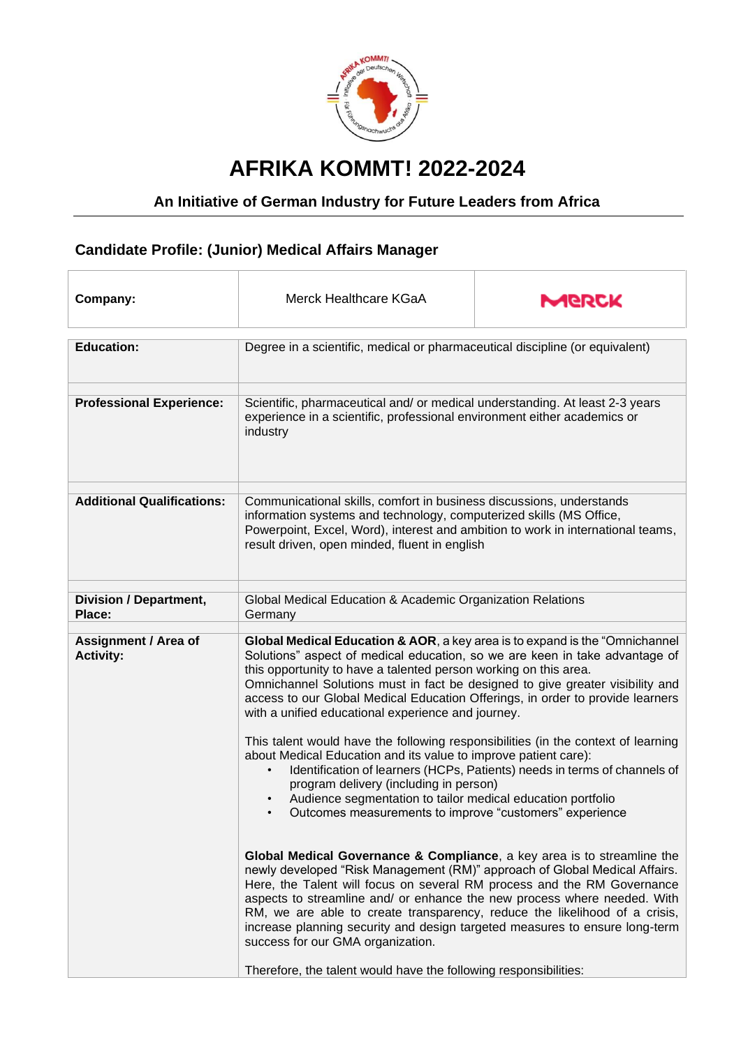# AFRIKA KOMMT! 2022-2024

## An Initiative of German Industry for Future Leaders from Africa

### Candidate Profile: (Junior) Medical Affairs Manager

| Company: | Merck Healthcare KGaA | MERCK |
|---|---|---|

| | |
|---|---|
| **Education:** | Degree in a scientific, medical or pharmaceutical discipline (or equivalent) |
| **Professional Experience:** | Scientific, pharmaceutical and/ or medical understanding. At least 2-3 years experience in a scientific, professional environment either academics or industry |
| **Additional Qualifications:** | Communicational skills, comfort in business discussions, understands information systems and technology, computerized skills (MS Office, Powerpoint, Excel, Word), interest and ambition to work in international teams, result driven, open minded, fluent in english |
| **Division / Department, Place:** | Global Medical Education & Academic Organization Relations<br>Germany |
| **Assignment / Area of Activity:** | **Global Medical Education & AOR**, a key area is to expand is the "Omnichannel Solutions" aspect of medical education, so we are keen in take advantage of this opportunity to have a talented person working on this area.<br>Omnichannel Solutions must in fact be designed to give greater visibility and access to our Global Medical Education Offerings, in order to provide learners with a unified educational experience and journey.<br><br>This talent would have the following responsibilities (in the context of learning about Medical Education and its value to improve patient care):<br>• Identification of learners (HCPs, Patients) needs in terms of channels of program delivery (including in person)<br>• Audience segmentation to tailor medical education portfolio<br>• Outcomes measurements to improve "customers" experience<br><br>**Global Medical Governance & Compliance**, a key area is to streamline the newly developed "Risk Management (RM)" approach of Global Medical Affairs. Here, the Talent will focus on several RM process and the RM Governance aspects to streamline and/ or enhance the new process where needed. With RM, we are able to create transparency, reduce the likelihood of a crisis, increase planning security and design targeted measures to ensure long-term success for our GMA organization.<br><br>Therefore, the talent would have the following responsibilities: |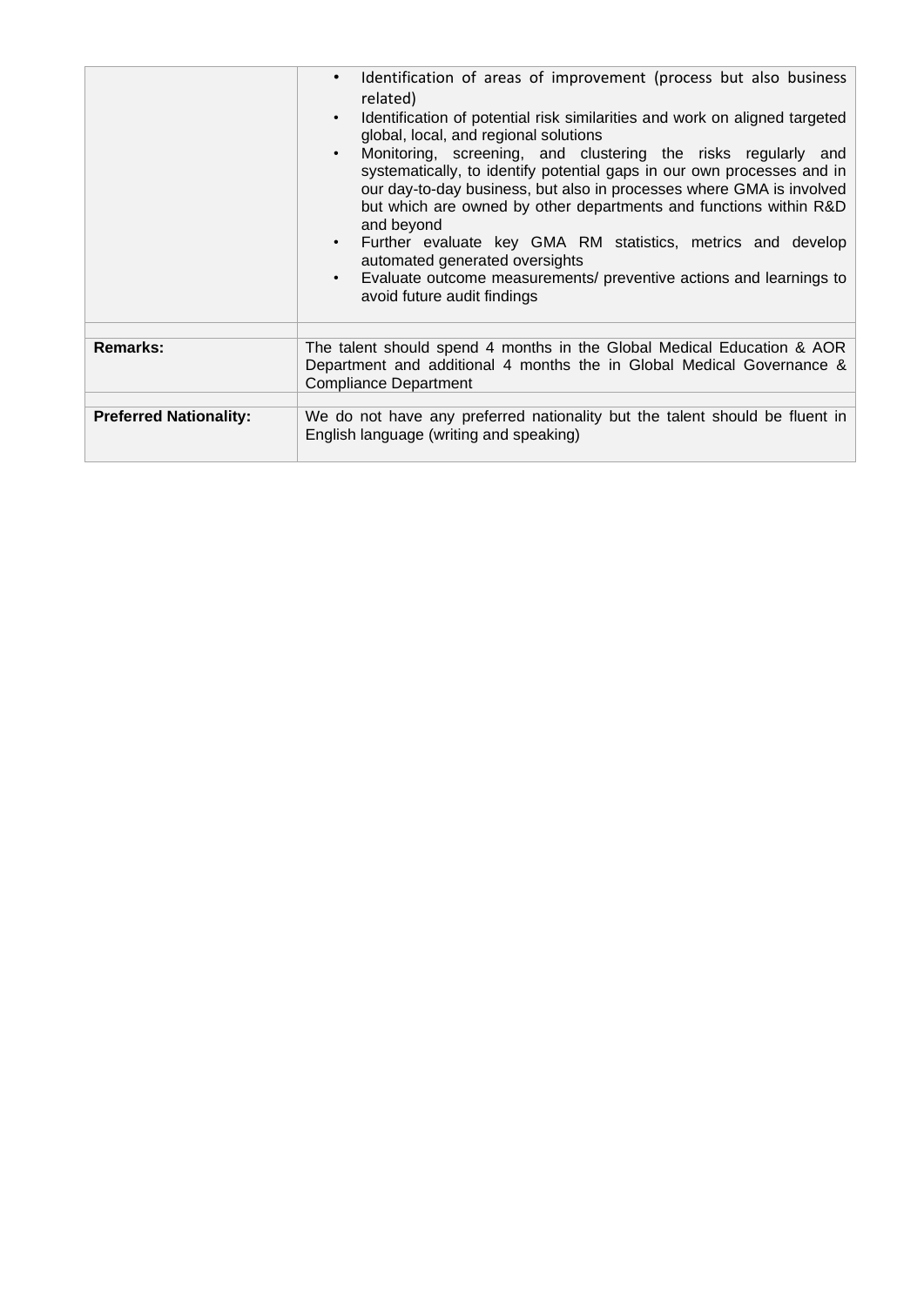| | |
|---|---|
| | • Identification of areas of improvement (process but also business related)<br>• Identification of potential risk similarities and work on aligned targeted global, local, and regional solutions<br>• Monitoring, screening, and clustering the risks regularly and systematically, to identify potential gaps in our own processes and in our day-to-day business, but also in processes where GMA is involved but which are owned by other departments and functions within R&D and beyond<br>• Further evaluate key GMA RM statistics, metrics and develop automated generated oversights<br>• Evaluate outcome measurements/ preventive actions and learnings to avoid future audit findings |
| | |
| **Remarks:** | The talent should spend 4 months in the Global Medical Education & AOR Department and additional 4 months the in Global Medical Governance & Compliance Department |
| | |
| **Preferred Nationality:** | We do not have any preferred nationality but the talent should be fluent in English language (writing and speaking) |